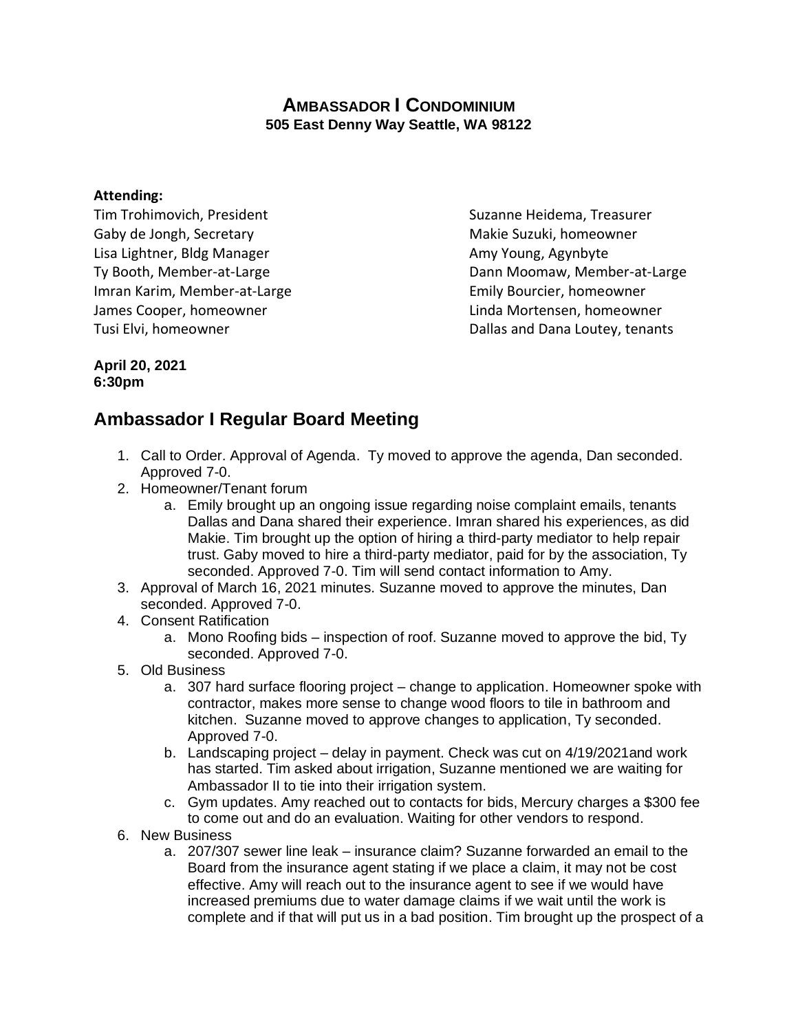# AMBASSADOR I CONDOMINIUM

**505 East Denny Way Seattle, WA 98122**

**Attending:**

Tim Trohimovich, President
Gaby de Jongh, Secretary
Lisa Lightner, Bldg Manager
Ty Booth, Member-at-Large
Imran Karim, Member-at-Large
James Cooper, homeowner
Tusi Elvi, homeowner
Suzanne Heidema, Treasurer
Makie Suzuki, homeowner
Amy Young, Agynbyte
Dann Moomaw, Member-at-Large
Emily Bourcier, homeowner
Linda Mortensen, homeowner
Dallas and Dana Loutey, tenants

**April 20, 2021**
**6:30pm**

## Ambassador I Regular Board Meeting

1. Call to Order. Approval of Agenda. Ty moved to approve the agenda, Dan seconded. Approved 7-0.
2. Homeowner/Tenant forum
   a. Emily brought up an ongoing issue regarding noise complaint emails, tenants Dallas and Dana shared their experience. Imran shared his experiences, as did Makie. Tim brought up the option of hiring a third-party mediator to help repair trust. Gaby moved to hire a third-party mediator, paid for by the association, Ty seconded. Approved 7-0. Tim will send contact information to Amy.
3. Approval of March 16, 2021 minutes. Suzanne moved to approve the minutes, Dan seconded. Approved 7-0.
4. Consent Ratification
   a. Mono Roofing bids – inspection of roof. Suzanne moved to approve the bid, Ty seconded. Approved 7-0.
5. Old Business
   a. 307 hard surface flooring project – change to application. Homeowner spoke with contractor, makes more sense to change wood floors to tile in bathroom and kitchen. Suzanne moved to approve changes to application, Ty seconded. Approved 7-0.
   b. Landscaping project – delay in payment. Check was cut on 4/19/2021and work has started. Tim asked about irrigation, Suzanne mentioned we are waiting for Ambassador II to tie into their irrigation system.
   c. Gym updates. Amy reached out to contacts for bids, Mercury charges a $300 fee to come out and do an evaluation. Waiting for other vendors to respond.
6. New Business
   a. 207/307 sewer line leak – insurance claim? Suzanne forwarded an email to the Board from the insurance agent stating if we place a claim, it may not be cost effective. Amy will reach out to the insurance agent to see if we would have increased premiums due to water damage claims if we wait until the work is complete and if that will put us in a bad position. Tim brought up the prospect of a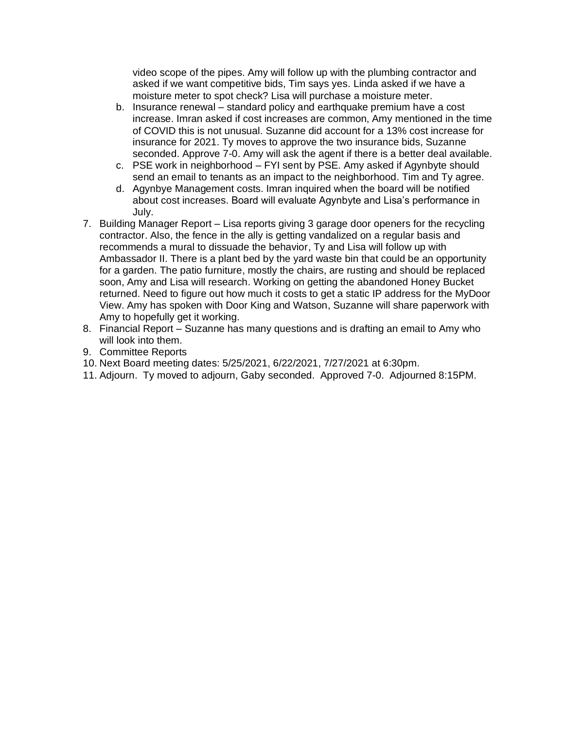video scope of the pipes. Amy will follow up with the plumbing contractor and asked if we want competitive bids, Tim says yes. Linda asked if we have a moisture meter to spot check? Lisa will purchase a moisture meter.

   b. Insurance renewal – standard policy and earthquake premium have a cost increase. Imran asked if cost increases are common, Amy mentioned in the time of COVID this is not unusual. Suzanne did account for a 13% cost increase for insurance for 2021. Ty moves to approve the two insurance bids, Suzanne seconded. Approve 7-0. Amy will ask the agent if there is a better deal available.
   c. PSE work in neighborhood – FYI sent by PSE. Amy asked if Agynbyte should send an email to tenants as an impact to the neighborhood. Tim and Ty agree.
   d. Agynbye Management costs. Imran inquired when the board will be notified about cost increases. Board will evaluate Agynbyte and Lisa's performance in July.

7. Building Manager Report – Lisa reports giving 3 garage door openers for the recycling contractor. Also, the fence in the ally is getting vandalized on a regular basis and recommends a mural to dissuade the behavior, Ty and Lisa will follow up with Ambassador II. There is a plant bed by the yard waste bin that could be an opportunity for a garden. The patio furniture, mostly the chairs, are rusting and should be replaced soon, Amy and Lisa will research. Working on getting the abandoned Honey Bucket returned. Need to figure out how much it costs to get a static IP address for the MyDoor View. Amy has spoken with Door King and Watson, Suzanne will share paperwork with Amy to hopefully get it working.
8. Financial Report – Suzanne has many questions and is drafting an email to Amy who will look into them.
9. Committee Reports
10. Next Board meeting dates: 5/25/2021, 6/22/2021, 7/27/2021 at 6:30pm.
11. Adjourn. Ty moved to adjourn, Gaby seconded. Approved 7-0. Adjourned 8:15PM.